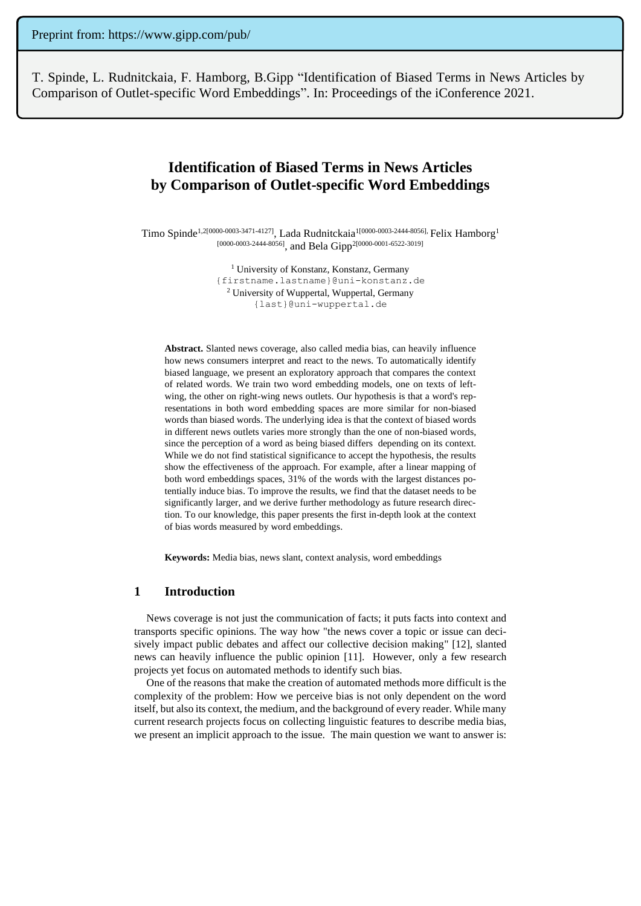Preprint from: https://www.gipp.com/pub/

T. Spinde, L. Rudnitckaia, F. Hamborg, B.Gipp "Identification of Biased Terms in News Articles by Comparison of Outlet-specific Word Embeddings". In: Proceedings of the iConference 2021.

# Identification of Biased Terms in News Articles by Comparison of Outlet-specific Word Embeddings

Timo Spinde[1,2][0000-0003-3471-4127], Lada Rudnitckaia[1][0000-0003-2444-8056], Felix Hamborg[1][0000-0003-2444-8056], and Bela Gipp[2][0000-0001-6522-3019]

[1] University of Konstanz, Konstanz, Germany
{firstname.lastname}@uni-konstanz.de
[2] University of Wuppertal, Wuppertal, Germany
{last}@uni-wuppertal.de

**Abstract.** Slanted news coverage, also called media bias, can heavily influence how news consumers interpret and react to the news. To automatically identify biased language, we present an exploratory approach that compares the context of related words. We train two word embedding models, one on texts of left-wing, the other on right-wing news outlets. Our hypothesis is that a word's representations in both word embedding spaces are more similar for non-biased words than biased words. The underlying idea is that the context of biased words in different news outlets varies more strongly than the one of non-biased words, since the perception of a word as being biased differs depending on its context. While we do not find statistical significance to accept the hypothesis, the results show the effectiveness of the approach. For example, after a linear mapping of both word embeddings spaces, 31% of the words with the largest distances potentially induce bias. To improve the results, we find that the dataset needs to be significantly larger, and we derive further methodology as future research direction. To our knowledge, this paper presents the first in-depth look at the context of bias words measured by word embeddings.

**Keywords:** Media bias, news slant, context analysis, word embeddings

## 1 Introduction

News coverage is not just the communication of facts; it puts facts into context and transports specific opinions. The way how "the news cover a topic or issue can decisively impact public debates and affect our collective decision making" [12], slanted news can heavily influence the public opinion [11]. However, only a few research projects yet focus on automated methods to identify such bias.

One of the reasons that make the creation of automated methods more difficult is the complexity of the problem: How we perceive bias is not only dependent on the word itself, but also its context, the medium, and the background of every reader. While many current research projects focus on collecting linguistic features to describe media bias, we present an implicit approach to the issue. The main question we want to answer is: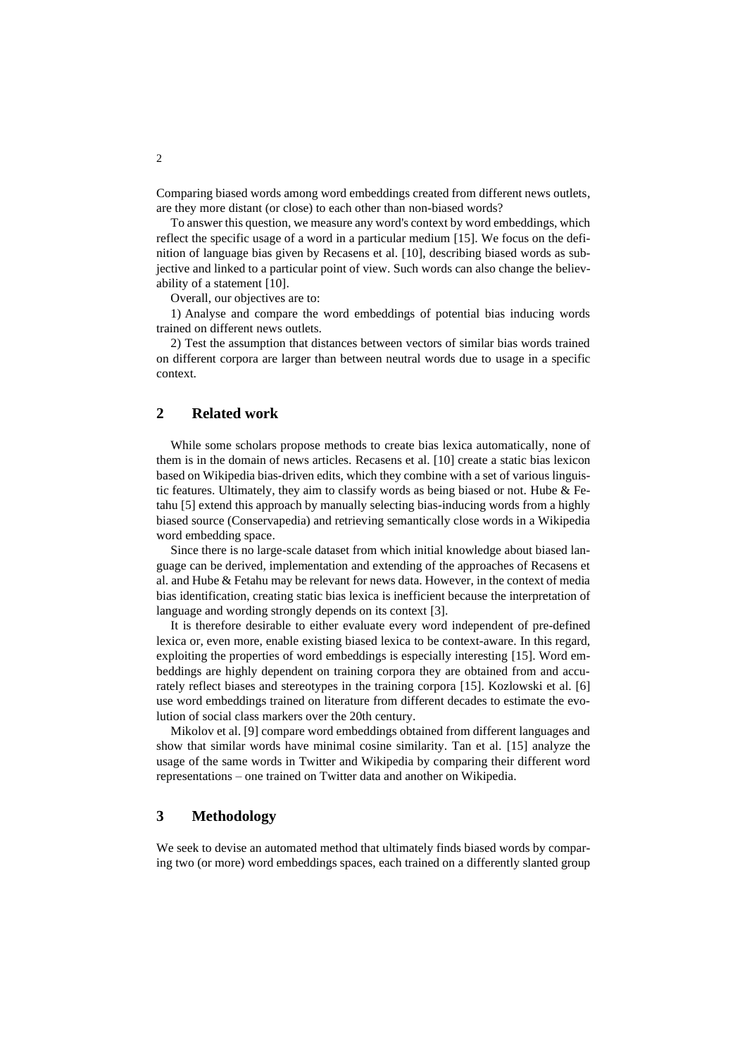Comparing biased words among word embeddings created from different news outlets, are they more distant (or close) to each other than non-biased words?

To answer this question, we measure any word's context by word embeddings, which reflect the specific usage of a word in a particular medium [15]. We focus on the definition of language bias given by Recasens et al. [10], describing biased words as subjective and linked to a particular point of view. Such words can also change the believability of a statement [10].

Overall, our objectives are to:

1) Analyse and compare the word embeddings of potential bias inducing words trained on different news outlets.

2) Test the assumption that distances between vectors of similar bias words trained on different corpora are larger than between neutral words due to usage in a specific context.

## 2 Related work

While some scholars propose methods to create bias lexica automatically, none of them is in the domain of news articles. Recasens et al. [10] create a static bias lexicon based on Wikipedia bias-driven edits, which they combine with a set of various linguistic features. Ultimately, they aim to classify words as being biased or not. Hube & Fetahu [5] extend this approach by manually selecting bias-inducing words from a highly biased source (Conservapedia) and retrieving semantically close words in a Wikipedia word embedding space.

Since there is no large-scale dataset from which initial knowledge about biased language can be derived, implementation and extending of the approaches of Recasens et al. and Hube & Fetahu may be relevant for news data. However, in the context of media bias identification, creating static bias lexica is inefficient because the interpretation of language and wording strongly depends on its context [3].

It is therefore desirable to either evaluate every word independent of pre-defined lexica or, even more, enable existing biased lexica to be context-aware. In this regard, exploiting the properties of word embeddings is especially interesting [15]. Word embeddings are highly dependent on training corpora they are obtained from and accurately reflect biases and stereotypes in the training corpora [15]. Kozlowski et al. [6] use word embeddings trained on literature from different decades to estimate the evolution of social class markers over the 20th century.

Mikolov et al. [9] compare word embeddings obtained from different languages and show that similar words have minimal cosine similarity. Tan et al. [15] analyze the usage of the same words in Twitter and Wikipedia by comparing their different word representations – one trained on Twitter data and another on Wikipedia.

## 3 Methodology

We seek to devise an automated method that ultimately finds biased words by comparing two (or more) word embeddings spaces, each trained on a differently slanted group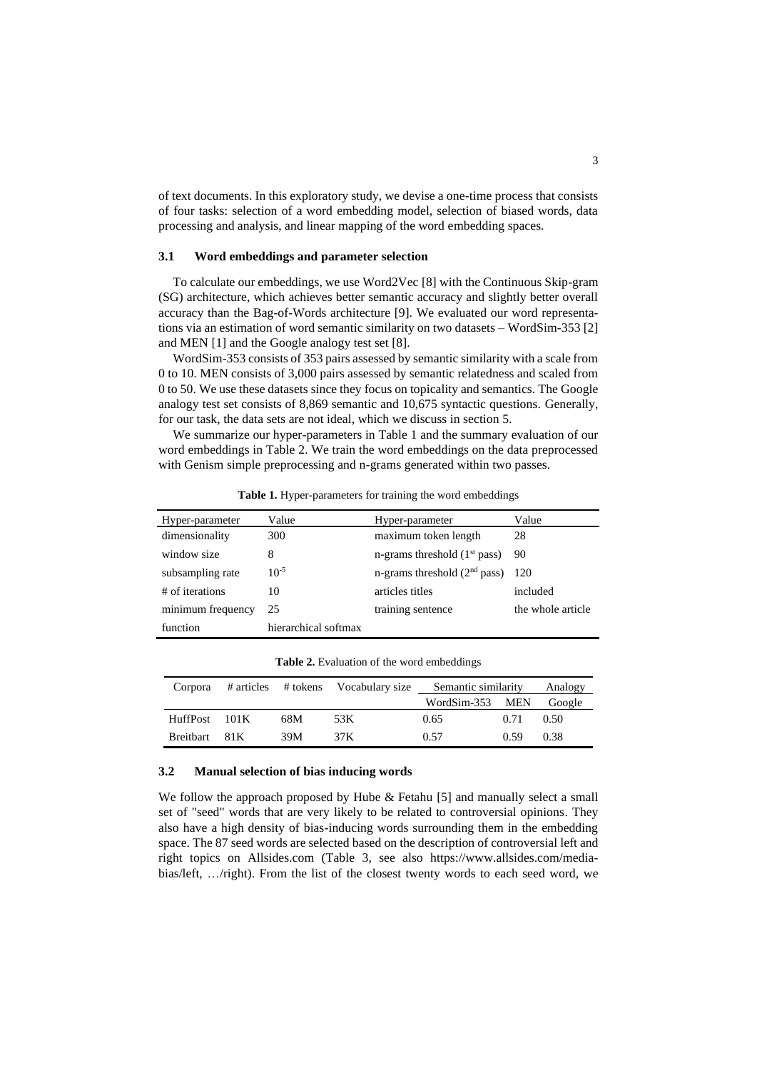of text documents. In this exploratory study, we devise a one-time process that consists of four tasks: selection of a word embedding model, selection of biased words, data processing and analysis, and linear mapping of the word embedding spaces.

### 3.1 Word embeddings and parameter selection

To calculate our embeddings, we use Word2Vec [8] with the Continuous Skip-gram (SG) architecture, which achieves better semantic accuracy and slightly better overall accuracy than the Bag-of-Words architecture [9]. We evaluated our word representations via an estimation of word semantic similarity on two datasets – WordSim-353 [2] and MEN [1] and the Google analogy test set [8].

WordSim-353 consists of 353 pairs assessed by semantic similarity with a scale from 0 to 10. MEN consists of 3,000 pairs assessed by semantic relatedness and scaled from 0 to 50. We use these datasets since they focus on topicality and semantics. The Google analogy test set consists of 8,869 semantic and 10,675 syntactic questions. Generally, for our task, the data sets are not ideal, which we discuss in section 5.

We summarize our hyper-parameters in Table 1 and the summary evaluation of our word embeddings in Table 2. We train the word embeddings on the data preprocessed with Genism simple preprocessing and n-grams generated within two passes.

**Table 1.** Hyper-parameters for training the word embeddings

| Hyper-parameter | Value | Hyper-parameter | Value |
|---|---|---|---|
| dimensionality | 300 | maximum token length | 28 |
| window size | 8 | n-grams threshold (1st pass) | 90 |
| subsampling rate | $10^{-5}$ | n-grams threshold (2nd pass) | 120 |
| # of iterations | 10 | articles titles | included |
| minimum frequency | 25 | training sentence | the whole article |
| function | hierarchical softmax | | |

**Table 2.** Evaluation of the word embeddings

| Corpora | # articles | # tokens | Vocabulary size | Semantic similarity | | Analogy |
|---|---|---|---|---|---|---|
| | | | | WordSim-353 | MEN | Google |
| HuffPost | 101K | 68M | 53K | 0.65 | 0.71 | 0.50 |
| Breitbart | 81K | 39M | 37K | 0.57 | 0.59 | 0.38 |

### 3.2 Manual selection of bias inducing words

We follow the approach proposed by Hube & Fetahu [5] and manually select a small set of "seed" words that are very likely to be related to controversial opinions. They also have a high density of bias-inducing words surrounding them in the embedding space. The 87 seed words are selected based on the description of controversial left and right topics on Allsides.com (Table 3, see also https://www.allsides.com/media-bias/left, …/right). From the list of the closest twenty words to each seed word, we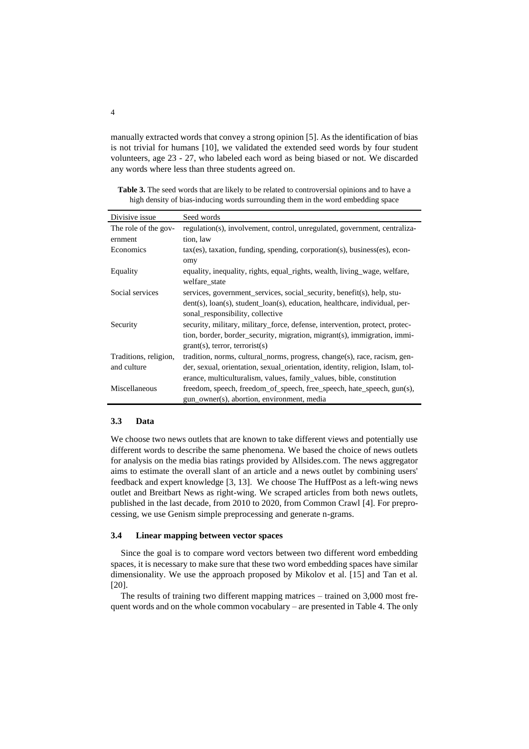manually extracted words that convey a strong opinion [5]. As the identification of bias is not trivial for humans [10], we validated the extended seed words by four student volunteers, age 23 - 27, who labeled each word as being biased or not. We discarded any words where less than three students agreed on.

**Table 3.** The seed words that are likely to be related to controversial opinions and to have a high density of bias-inducing words surrounding them in the word embedding space

| Divisive issue | Seed words |
|---|---|
| The role of the government | regulation(s), involvement, control, unregulated, government, centralization, law |
| Economics | tax(es), taxation, funding, spending, corporation(s), business(es), economy |
| Equality | equality, inequality, rights, equal_rights, wealth, living_wage, welfare, welfare_state |
| Social services | services, government_services, social_security, benefit(s), help, student(s), loan(s), student_loan(s), education, healthcare, individual, personal_responsibility, collective |
| Security | security, military, military_force, defense, intervention, protect, protection, border, border_security, migration, migrant(s), immigration, immigrant(s), terror, terrorist(s) |
| Traditions, religion, and culture | tradition, norms, cultural_norms, progress, change(s), race, racism, gender, sexual, orientation, sexual_orientation, identity, religion, Islam, tolerance, multiculturalism, values, family_values, bible, constitution |
| Miscellaneous | freedom, speech, freedom_of_speech, free_speech, hate_speech, gun(s), gun_owner(s), abortion, environment, media |

### 3.3 Data

We choose two news outlets that are known to take different views and potentially use different words to describe the same phenomena. We based the choice of news outlets for analysis on the media bias ratings provided by Allsides.com. The news aggregator aims to estimate the overall slant of an article and a news outlet by combining users' feedback and expert knowledge [3, 13]. We choose The HuffPost as a left-wing news outlet and Breitbart News as right-wing. We scraped articles from both news outlets, published in the last decade, from 2010 to 2020, from Common Crawl [4]. For preprocessing, we use Genism simple preprocessing and generate n-grams.

### 3.4 Linear mapping between vector spaces

Since the goal is to compare word vectors between two different word embedding spaces, it is necessary to make sure that these two word embedding spaces have similar dimensionality. We use the approach proposed by Mikolov et al. [15] and Tan et al. [20].

The results of training two different mapping matrices – trained on 3,000 most frequent words and on the whole common vocabulary – are presented in Table 4. The only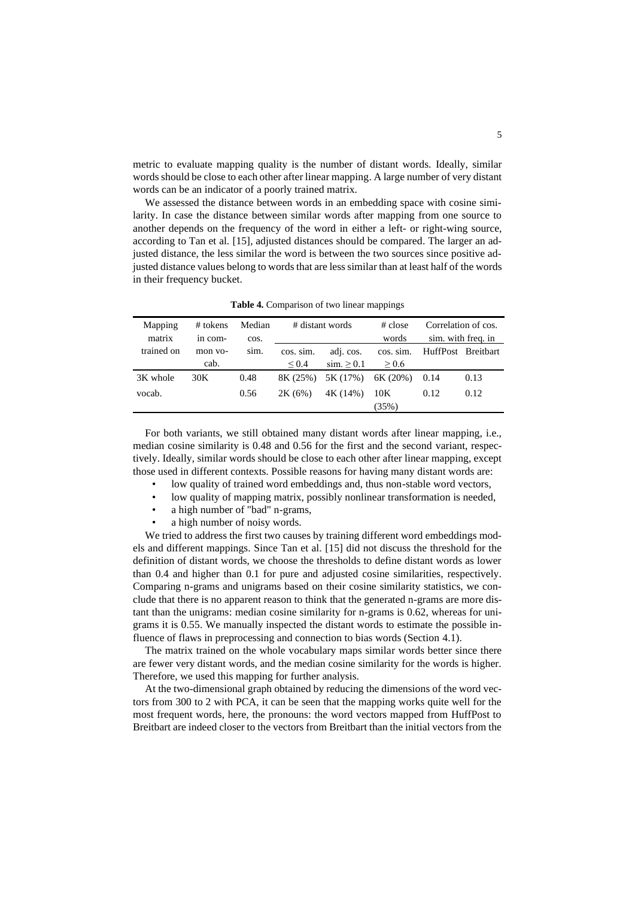metric to evaluate mapping quality is the number of distant words. Ideally, similar words should be close to each other after linear mapping. A large number of very distant words can be an indicator of a poorly trained matrix.

We assessed the distance between words in an embedding space with cosine similarity. In case the distance between similar words after mapping from one source to another depends on the frequency of the word in either a left- or right-wing source, according to Tan et al. [15], adjusted distances should be compared. The larger an adjusted distance, the less similar the word is between the two sources since positive adjusted distance values belong to words that are less similar than at least half of the words in their frequency bucket.

**Table 4.** Comparison of two linear mappings

| Mapping matrix trained on | # tokens in common vocab. | Median cos. sim. | # distant words | | # close words | Correlation of cos. sim. with freq. in | |
|---|---|---|---|---|---|---|---|
| | | | cos. sim. $\leq 0.4$ | adj. cos. sim. $\geq 0.1$ | cos. sim. $\geq 0.6$ | HuffPost | Breitbart |
| 3K whole | 30K | 0.48 | 8K (25%) | 5K (17%) | 6K (20%) | 0.14 | 0.13 |
| vocab. | | 0.56 | 2K (6%) | 4K (14%) | 10K (35%) | 0.12 | 0.12 |

For both variants, we still obtained many distant words after linear mapping, i.e., median cosine similarity is 0.48 and 0.56 for the first and the second variant, respectively. Ideally, similar words should be close to each other after linear mapping, except those used in different contexts. Possible reasons for having many distant words are:

- low quality of trained word embeddings and, thus non-stable word vectors,
- low quality of mapping matrix, possibly nonlinear transformation is needed,
- a high number of "bad" n-grams,
- a high number of noisy words.

We tried to address the first two causes by training different word embeddings models and different mappings. Since Tan et al. [15] did not discuss the threshold for the definition of distant words, we choose the thresholds to define distant words as lower than 0.4 and higher than 0.1 for pure and adjusted cosine similarities, respectively. Comparing n-grams and unigrams based on their cosine similarity statistics, we conclude that there is no apparent reason to think that the generated n-grams are more distant than the unigrams: median cosine similarity for n-grams is 0.62, whereas for unigrams it is 0.55. We manually inspected the distant words to estimate the possible influence of flaws in preprocessing and connection to bias words (Section 4.1).

The matrix trained on the whole vocabulary maps similar words better since there are fewer very distant words, and the median cosine similarity for the words is higher. Therefore, we used this mapping for further analysis.

At the two-dimensional graph obtained by reducing the dimensions of the word vectors from 300 to 2 with PCA, it can be seen that the mapping works quite well for the most frequent words, here, the pronouns: the word vectors mapped from HuffPost to Breitbart are indeed closer to the vectors from Breitbart than the initial vectors from the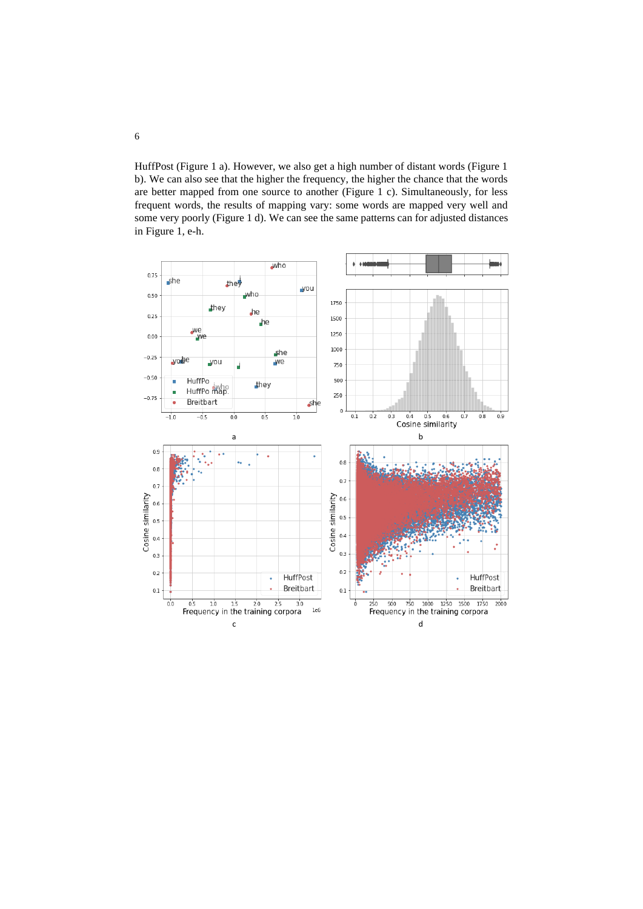HuffPost (Figure 1 a). However, we also get a high number of distant words (Figure 1 b). We can also see that the higher the frequency, the higher the chance that the words are better mapped from one source to another (Figure 1 c). Simultaneously, for less frequent words, the results of mapping vary: some words are mapped very well and some very poorly (Figure 1 d). We can see the same patterns can for adjusted distances in Figure 1, e-h.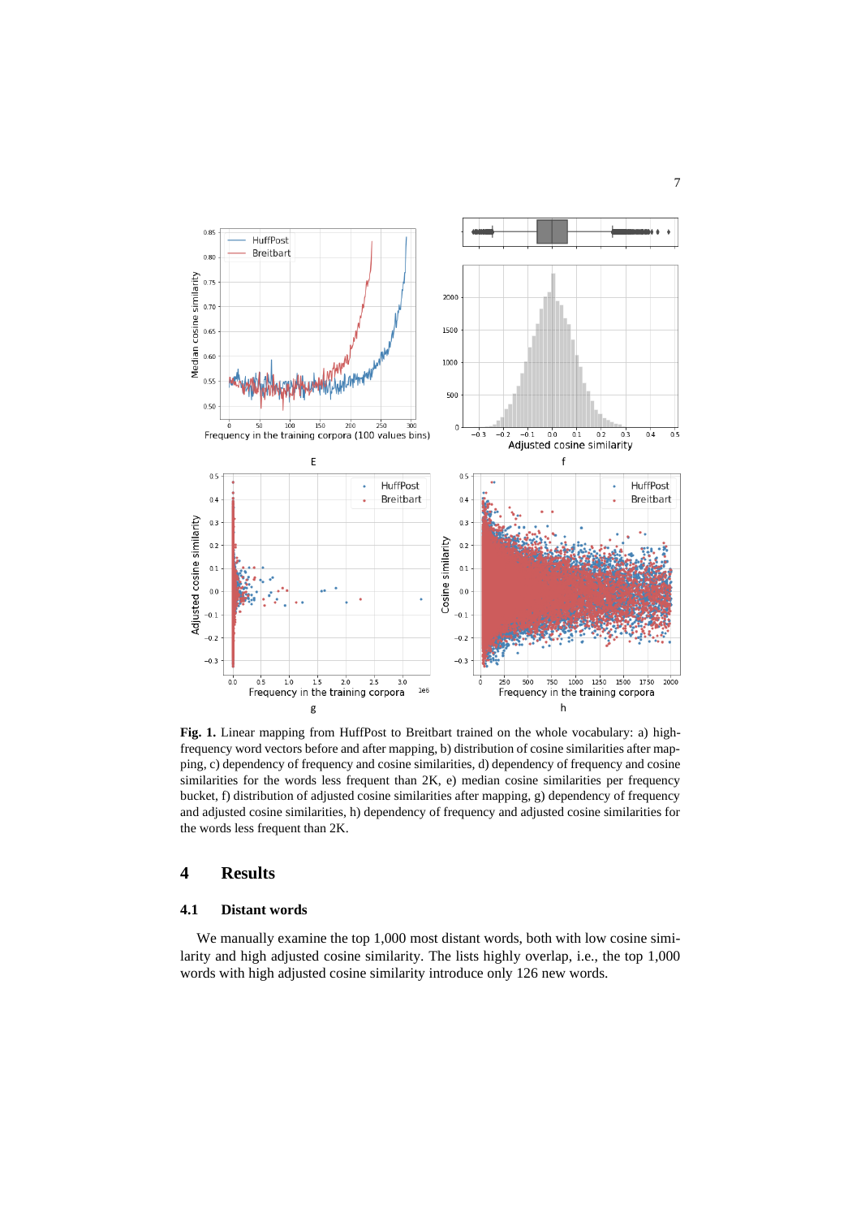**Fig. 1.** Linear mapping from HuffPost to Breitbart trained on the whole vocabulary: a) high-frequency word vectors before and after mapping, b) distribution of cosine similarities after mapping, c) dependency of frequency and cosine similarities, d) dependency of frequency and cosine similarities for the words less frequent than 2K, e) median cosine similarities per frequency bucket, f) distribution of adjusted cosine similarities after mapping, g) dependency of frequency and adjusted cosine similarities, h) dependency of frequency and adjusted cosine similarities for the words less frequent than 2K.

## 4 Results

### 4.1 Distant words

We manually examine the top 1,000 most distant words, both with low cosine similarity and high adjusted cosine similarity. The lists highly overlap, i.e., the top 1,000 words with high adjusted cosine similarity introduce only 126 new words.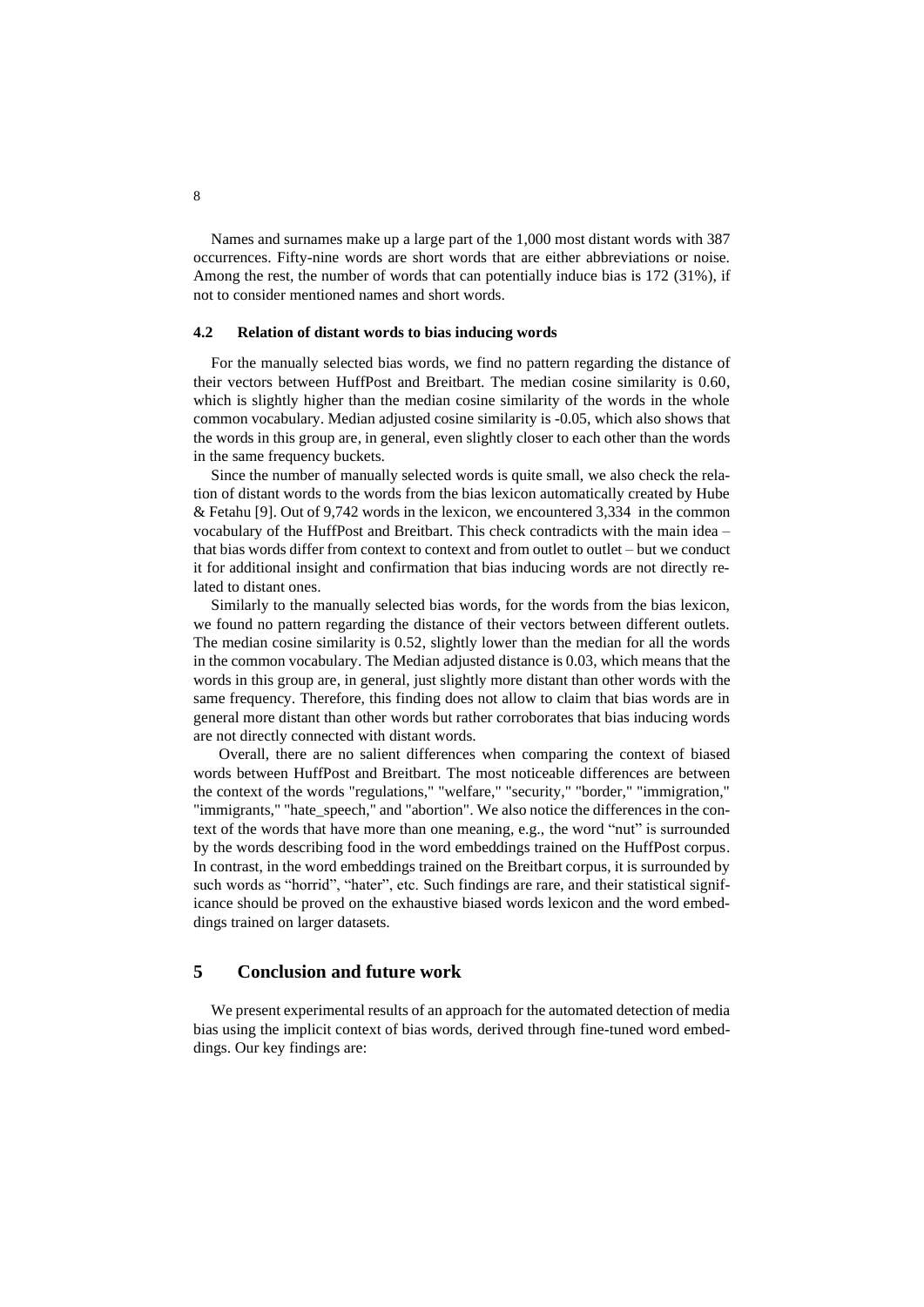Names and surnames make up a large part of the 1,000 most distant words with 387 occurrences. Fifty-nine words are short words that are either abbreviations or noise. Among the rest, the number of words that can potentially induce bias is 172 (31%), if not to consider mentioned names and short words.

### 4.2 Relation of distant words to bias inducing words

For the manually selected bias words, we find no pattern regarding the distance of their vectors between HuffPost and Breitbart. The median cosine similarity is 0.60, which is slightly higher than the median cosine similarity of the words in the whole common vocabulary. Median adjusted cosine similarity is -0.05, which also shows that the words in this group are, in general, even slightly closer to each other than the words in the same frequency buckets.

Since the number of manually selected words is quite small, we also check the relation of distant words to the words from the bias lexicon automatically created by Hube & Fetahu [9]. Out of 9,742 words in the lexicon, we encountered 3,334 in the common vocabulary of the HuffPost and Breitbart. This check contradicts with the main idea – that bias words differ from context to context and from outlet to outlet – but we conduct it for additional insight and confirmation that bias inducing words are not directly related to distant ones.

Similarly to the manually selected bias words, for the words from the bias lexicon, we found no pattern regarding the distance of their vectors between different outlets. The median cosine similarity is 0.52, slightly lower than the median for all the words in the common vocabulary. The Median adjusted distance is 0.03, which means that the words in this group are, in general, just slightly more distant than other words with the same frequency. Therefore, this finding does not allow to claim that bias words are in general more distant than other words but rather corroborates that bias inducing words are not directly connected with distant words.

Overall, there are no salient differences when comparing the context of biased words between HuffPost and Breitbart. The most noticeable differences are between the context of the words "regulations," "welfare," "security," "border," "immigration," "immigrants," "hate_speech," and "abortion". We also notice the differences in the context of the words that have more than one meaning, e.g., the word "nut" is surrounded by the words describing food in the word embeddings trained on the HuffPost corpus. In contrast, in the word embeddings trained on the Breitbart corpus, it is surrounded by such words as "horrid", "hater", etc. Such findings are rare, and their statistical significance should be proved on the exhaustive biased words lexicon and the word embeddings trained on larger datasets.

## 5 Conclusion and future work

We present experimental results of an approach for the automated detection of media bias using the implicit context of bias words, derived through fine-tuned word embeddings. Our key findings are: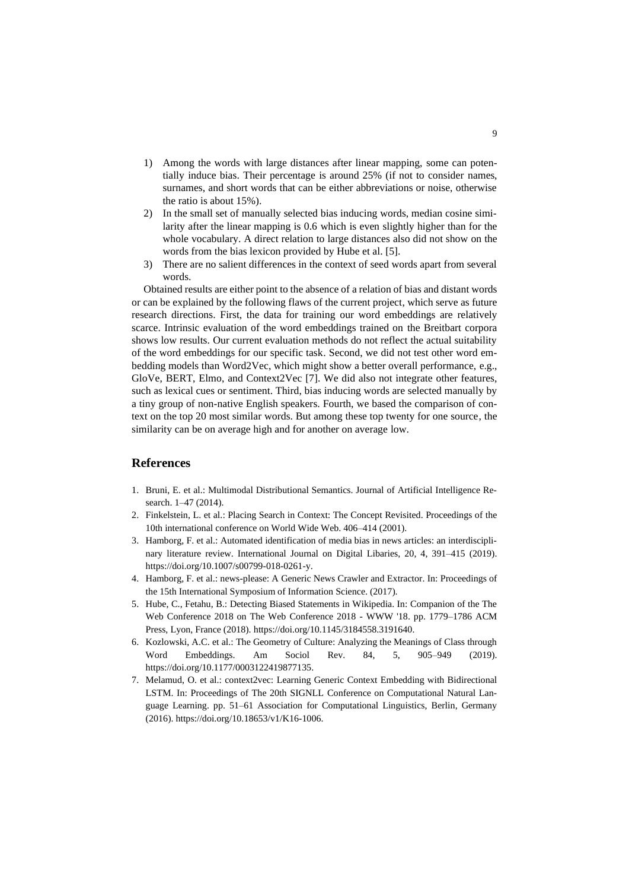1) Among the words with large distances after linear mapping, some can potentially induce bias. Their percentage is around 25% (if not to consider names, surnames, and short words that can be either abbreviations or noise, otherwise the ratio is about 15%).
2) In the small set of manually selected bias inducing words, median cosine similarity after the linear mapping is 0.6 which is even slightly higher than for the whole vocabulary. A direct relation to large distances also did not show on the words from the bias lexicon provided by Hube et al. [5].
3) There are no salient differences in the context of seed words apart from several words.

Obtained results are either point to the absence of a relation of bias and distant words or can be explained by the following flaws of the current project, which serve as future research directions. First, the data for training our word embeddings are relatively scarce. Intrinsic evaluation of the word embeddings trained on the Breitbart corpora shows low results. Our current evaluation methods do not reflect the actual suitability of the word embeddings for our specific task. Second, we did not test other word embedding models than Word2Vec, which might show a better overall performance, e.g., GloVe, BERT, Elmo, and Context2Vec [7]. We did also not integrate other features, such as lexical cues or sentiment. Third, bias inducing words are selected manually by a tiny group of non-native English speakers. Fourth, we based the comparison of context on the top 20 most similar words. But among these top twenty for one source, the similarity can be on average high and for another on average low.

## References

1. Bruni, E. et al.: Multimodal Distributional Semantics. Journal of Artificial Intelligence Research. 1–47 (2014).
2. Finkelstein, L. et al.: Placing Search in Context: The Concept Revisited. Proceedings of the 10th international conference on World Wide Web. 406–414 (2001).
3. Hamborg, F. et al.: Automated identification of media bias in news articles: an interdisciplinary literature review. International Journal on Digital Libaries, 20, 4, 391–415 (2019). https://doi.org/10.1007/s00799-018-0261-y.
4. Hamborg, F. et al.: news-please: A Generic News Crawler and Extractor. In: Proceedings of the 15th International Symposium of Information Science. (2017).
5. Hube, C., Fetahu, B.: Detecting Biased Statements in Wikipedia. In: Companion of the The Web Conference 2018 on The Web Conference 2018 - WWW '18. pp. 1779–1786 ACM Press, Lyon, France (2018). https://doi.org/10.1145/3184558.3191640.
6. Kozlowski, A.C. et al.: The Geometry of Culture: Analyzing the Meanings of Class through Word Embeddings. Am Sociol Rev. 84, 5, 905–949 (2019). https://doi.org/10.1177/0003122419877135.
7. Melamud, O. et al.: context2vec: Learning Generic Context Embedding with Bidirectional LSTM. In: Proceedings of The 20th SIGNLL Conference on Computational Natural Language Learning. pp. 51–61 Association for Computational Linguistics, Berlin, Germany (2016). https://doi.org/10.18653/v1/K16-1006.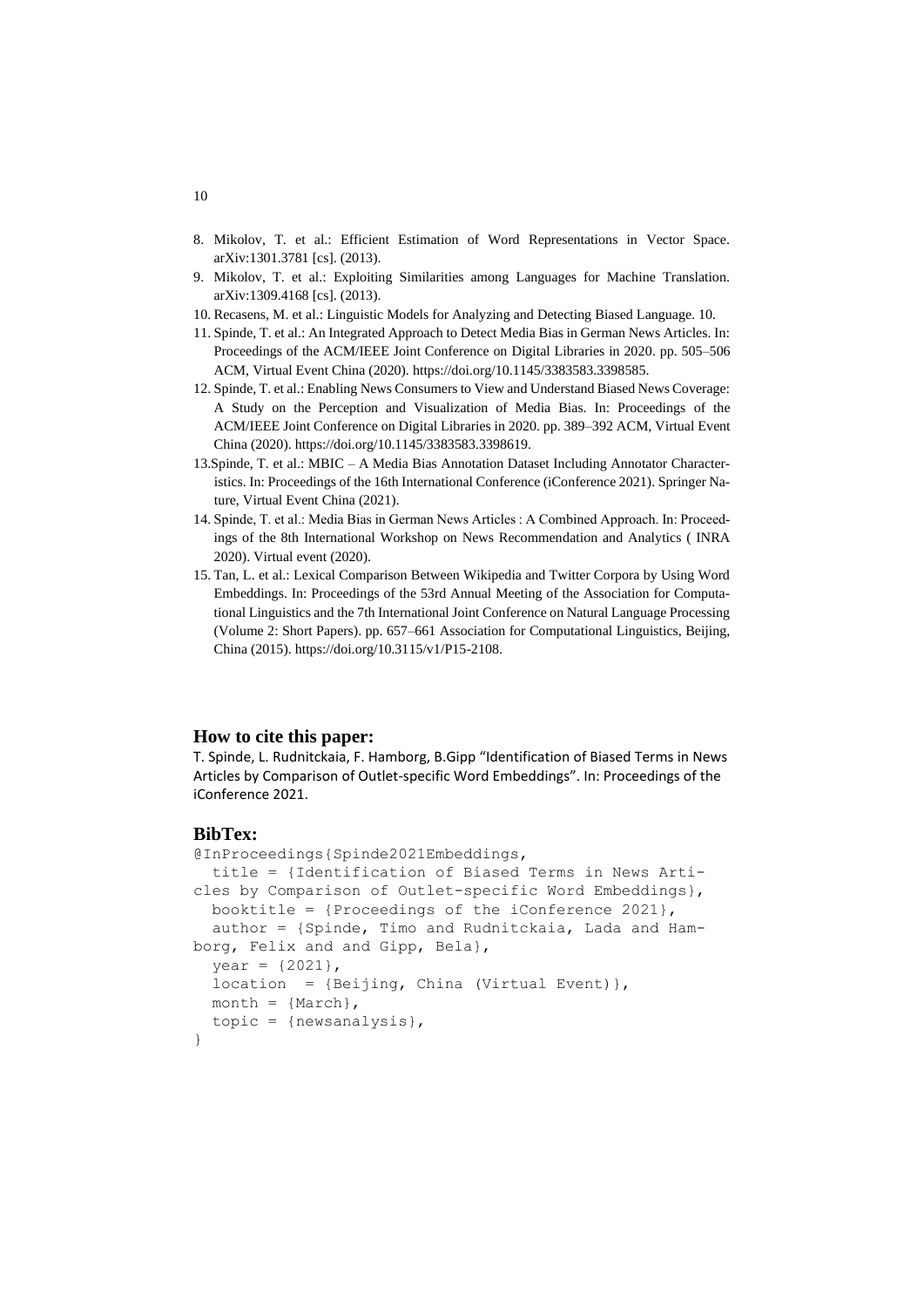8. Mikolov, T. et al.: Efficient Estimation of Word Representations in Vector Space. arXiv:1301.3781 [cs]. (2013).
9. Mikolov, T. et al.: Exploiting Similarities among Languages for Machine Translation. arXiv:1309.4168 [cs]. (2013).
10. Recasens, M. et al.: Linguistic Models for Analyzing and Detecting Biased Language. 10.
11. Spinde, T. et al.: An Integrated Approach to Detect Media Bias in German News Articles. In: Proceedings of the ACM/IEEE Joint Conference on Digital Libraries in 2020. pp. 505–506 ACM, Virtual Event China (2020). https://doi.org/10.1145/3383583.3398585.
12. Spinde, T. et al.: Enabling News Consumers to View and Understand Biased News Coverage: A Study on the Perception and Visualization of Media Bias. In: Proceedings of the ACM/IEEE Joint Conference on Digital Libraries in 2020. pp. 389–392 ACM, Virtual Event China (2020). https://doi.org/10.1145/3383583.3398619.
13. Spinde, T. et al.: MBIC – A Media Bias Annotation Dataset Including Annotator Characteristics. In: Proceedings of the 16th International Conference (iConference 2021). Springer Nature, Virtual Event China (2021).
14. Spinde, T. et al.: Media Bias in German News Articles : A Combined Approach. In: Proceedings of the 8th International Workshop on News Recommendation and Analytics ( INRA 2020). Virtual event (2020).
15. Tan, L. et al.: Lexical Comparison Between Wikipedia and Twitter Corpora by Using Word Embeddings. In: Proceedings of the 53rd Annual Meeting of the Association for Computational Linguistics and the 7th International Joint Conference on Natural Language Processing (Volume 2: Short Papers). pp. 657–661 Association for Computational Linguistics, Beijing, China (2015). https://doi.org/10.3115/v1/P15-2108.

## How to cite this paper:

T. Spinde, L. Rudnitckaia, F. Hamborg, B.Gipp "Identification of Biased Terms in News Articles by Comparison of Outlet-specific Word Embeddings". In: Proceedings of the iConference 2021.

## BibTex:

```
@InProceedings{Spinde2021Embeddings,
  title = {Identification of Biased Terms in News Arti-
cles by Comparison of Outlet-specific Word Embeddings},
  booktitle = {Proceedings of the iConference 2021},
  author = {Spinde, Timo and Rudnitckaia, Lada and Ham-
borg, Felix and and Gipp, Bela},
  year = {2021},
  location  = {Beijing, China (Virtual Event)},
  month = {March},
  topic = {newsanalysis},
}
```